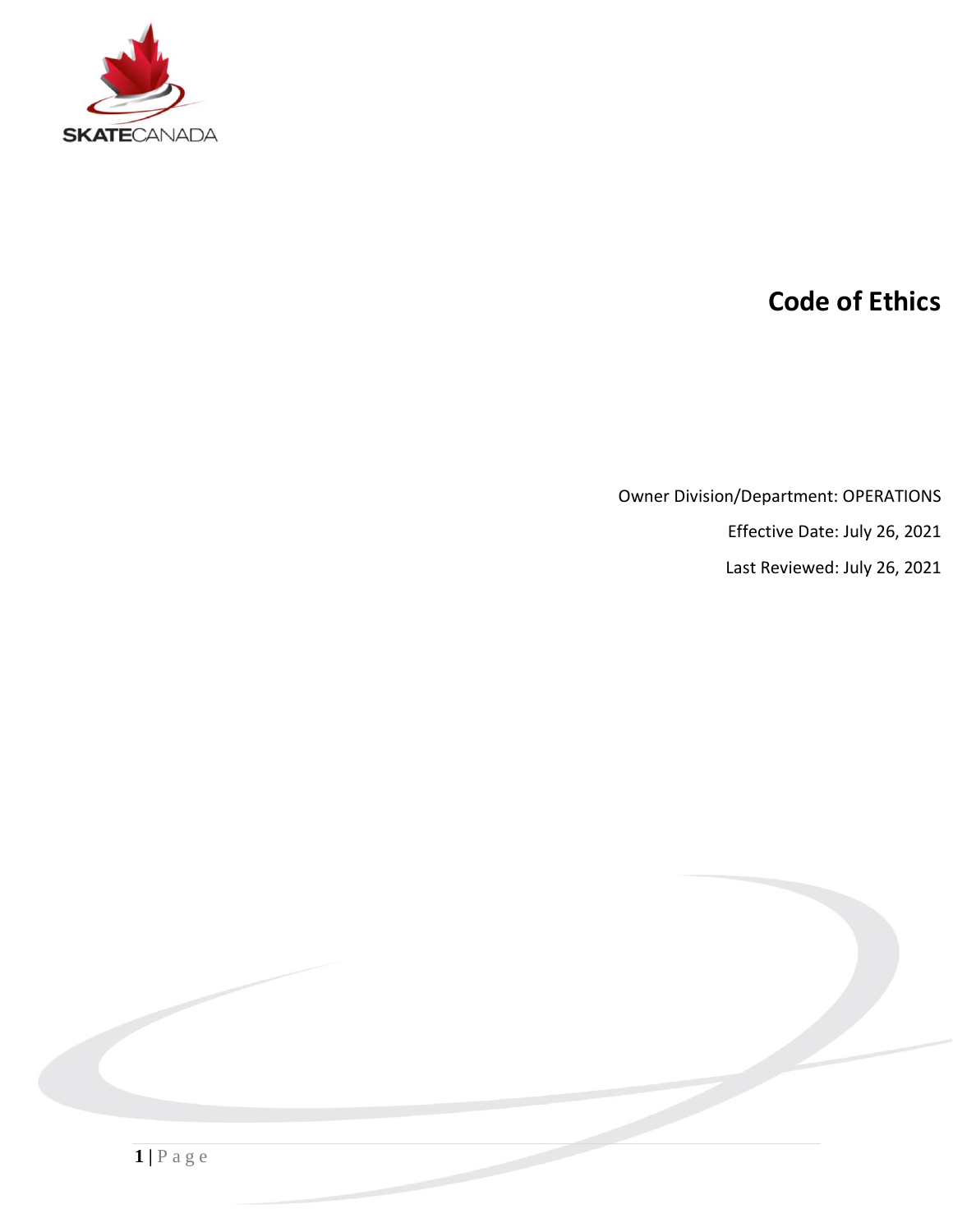SKATECANADA

# Code of Ethics

Owner Division/Department: OPERATIONS

Effective Date: July 26, 2021

Last Reviewed: July 26, 2021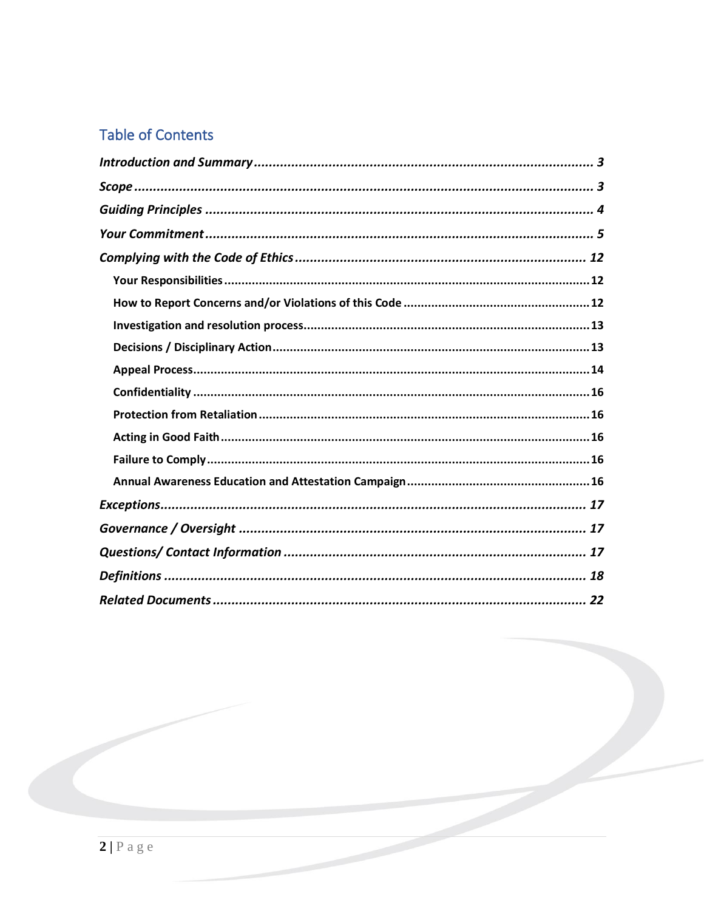## Table of Contents

| | |
|---|---|
| ***Introduction and Summary*** | ***3*** |
| ***Scope*** | ***3*** |
| ***Guiding Principles*** | ***4*** |
| ***Your Commitment*** | ***5*** |
| ***Complying with the Code of Ethics*** | ***12*** |
| **Your Responsibilities** | **12** |
| **How to Report Concerns and/or Violations of this Code** | **12** |
| **Investigation and resolution process** | **13** |
| **Decisions / Disciplinary Action** | **13** |
| **Appeal Process** | **14** |
| **Confidentiality** | **16** |
| **Protection from Retaliation** | **16** |
| **Acting in Good Faith** | **16** |
| **Failure to Comply** | **16** |
| **Annual Awareness Education and Attestation Campaign** | **16** |
| ***Exceptions*** | ***17*** |
| ***Governance / Oversight*** | ***17*** |
| ***Questions/ Contact Information*** | ***17*** |
| ***Definitions*** | ***18*** |
| ***Related Documents*** | ***22*** |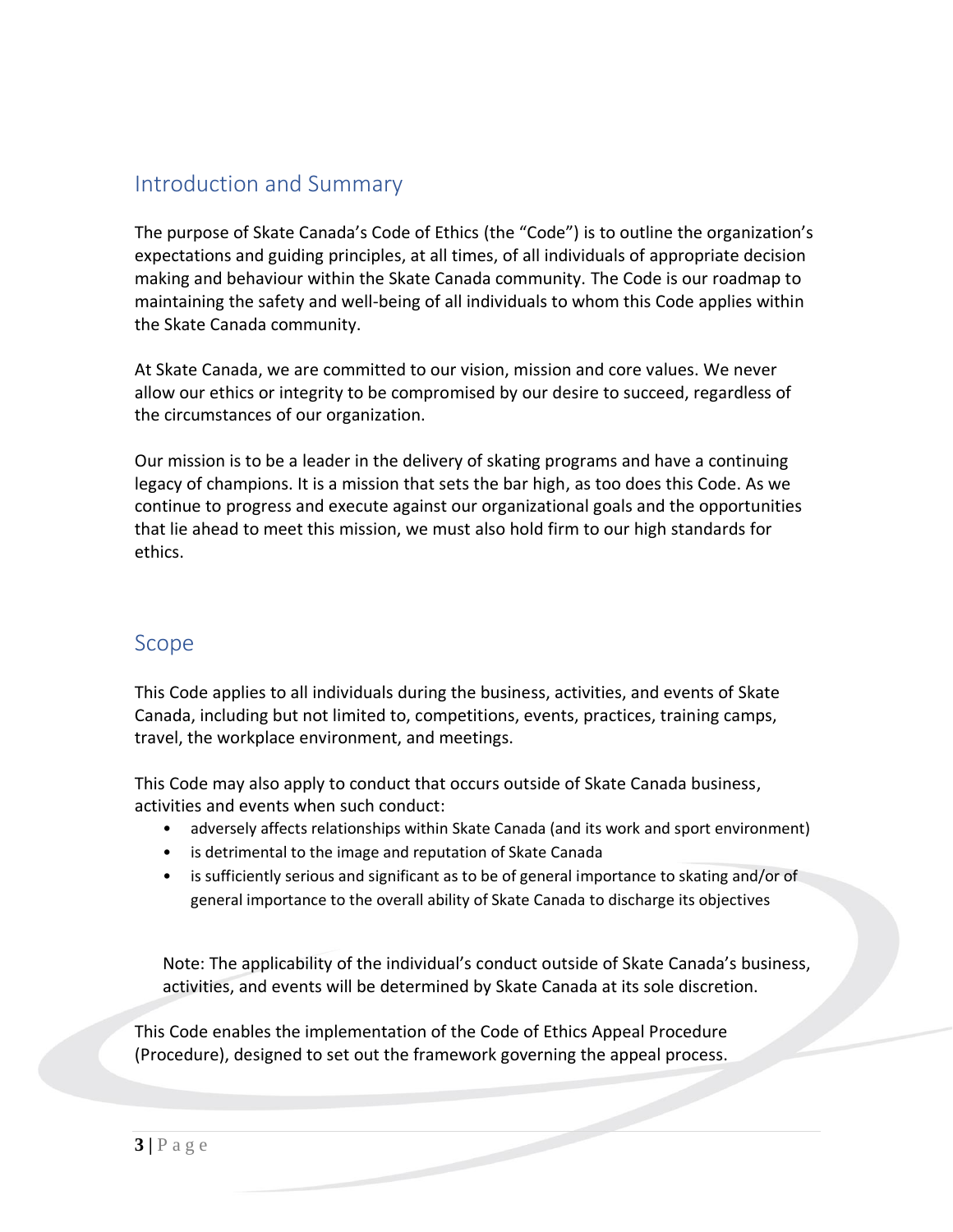## Introduction and Summary

The purpose of Skate Canada's Code of Ethics (the "Code") is to outline the organization's expectations and guiding principles, at all times, of all individuals of appropriate decision making and behaviour within the Skate Canada community. The Code is our roadmap to maintaining the safety and well-being of all individuals to whom this Code applies within the Skate Canada community.

At Skate Canada, we are committed to our vision, mission and core values. We never allow our ethics or integrity to be compromised by our desire to succeed, regardless of the circumstances of our organization.

Our mission is to be a leader in the delivery of skating programs and have a continuing legacy of champions. It is a mission that sets the bar high, as too does this Code. As we continue to progress and execute against our organizational goals and the opportunities that lie ahead to meet this mission, we must also hold firm to our high standards for ethics.

## Scope

This Code applies to all individuals during the business, activities, and events of Skate Canada, including but not limited to, competitions, events, practices, training camps, travel, the workplace environment, and meetings.

This Code may also apply to conduct that occurs outside of Skate Canada business, activities and events when such conduct:

- adversely affects relationships within Skate Canada (and its work and sport environment)
- is detrimental to the image and reputation of Skate Canada
- is sufficiently serious and significant as to be of general importance to skating and/or of general importance to the overall ability of Skate Canada to discharge its objectives

Note: The applicability of the individual's conduct outside of Skate Canada's business, activities, and events will be determined by Skate Canada at its sole discretion.

This Code enables the implementation of the Code of Ethics Appeal Procedure (Procedure), designed to set out the framework governing the appeal process.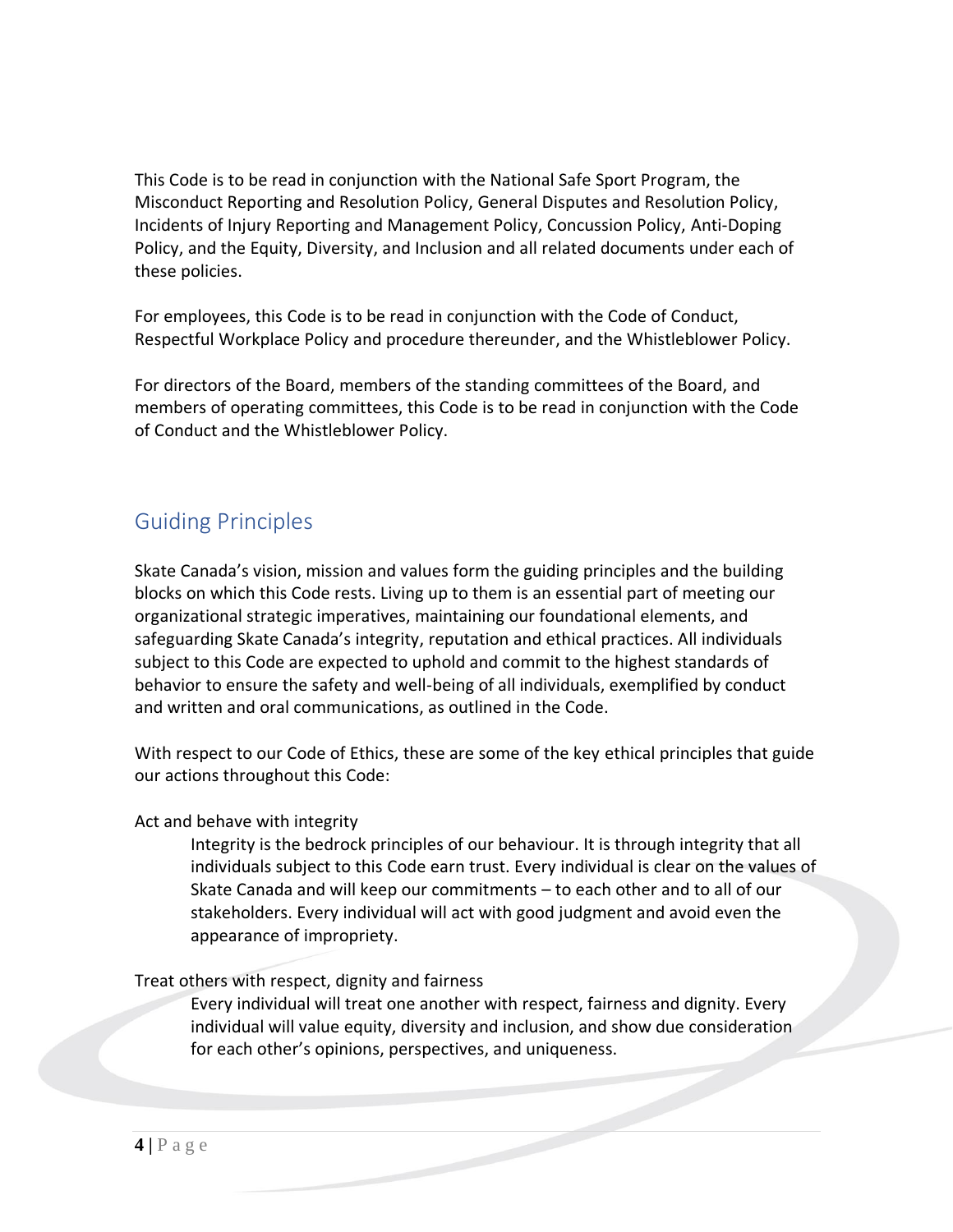This Code is to be read in conjunction with the National Safe Sport Program, the Misconduct Reporting and Resolution Policy, General Disputes and Resolution Policy, Incidents of Injury Reporting and Management Policy, Concussion Policy, Anti-Doping Policy, and the Equity, Diversity, and Inclusion and all related documents under each of these policies.

For employees, this Code is to be read in conjunction with the Code of Conduct, Respectful Workplace Policy and procedure thereunder, and the Whistleblower Policy.

For directors of the Board, members of the standing committees of the Board, and members of operating committees, this Code is to be read in conjunction with the Code of Conduct and the Whistleblower Policy.

## Guiding Principles

Skate Canada's vision, mission and values form the guiding principles and the building blocks on which this Code rests. Living up to them is an essential part of meeting our organizational strategic imperatives, maintaining our foundational elements, and safeguarding Skate Canada's integrity, reputation and ethical practices. All individuals subject to this Code are expected to uphold and commit to the highest standards of behavior to ensure the safety and well-being of all individuals, exemplified by conduct and written and oral communications, as outlined in the Code.

With respect to our Code of Ethics, these are some of the key ethical principles that guide our actions throughout this Code:

Act and behave with integrity

> Integrity is the bedrock principles of our behaviour. It is through integrity that all individuals subject to this Code earn trust. Every individual is clear on the values of Skate Canada and will keep our commitments – to each other and to all of our stakeholders. Every individual will act with good judgment and avoid even the appearance of impropriety.

Treat others with respect, dignity and fairness

> Every individual will treat one another with respect, fairness and dignity. Every individual will value equity, diversity and inclusion, and show due consideration for each other's opinions, perspectives, and uniqueness.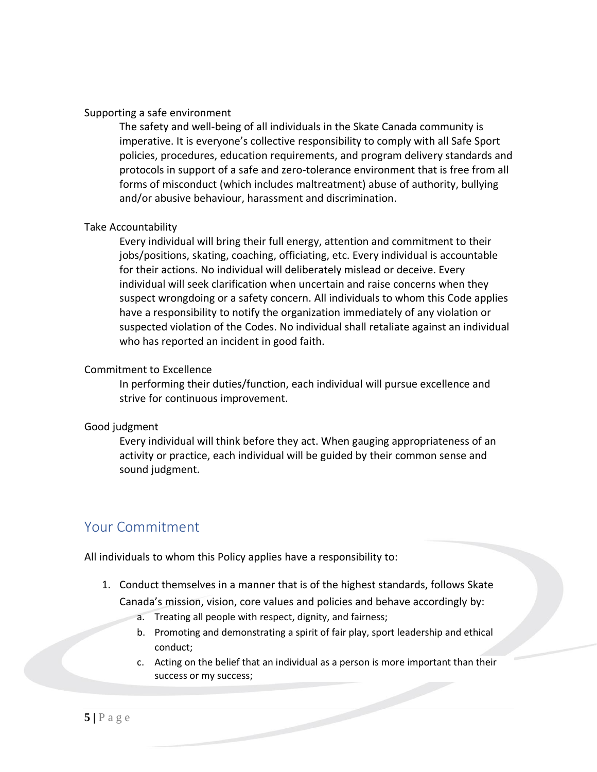Supporting a safe environment

The safety and well-being of all individuals in the Skate Canada community is imperative. It is everyone's collective responsibility to comply with all Safe Sport policies, procedures, education requirements, and program delivery standards and protocols in support of a safe and zero-tolerance environment that is free from all forms of misconduct (which includes maltreatment) abuse of authority, bullying and/or abusive behaviour, harassment and discrimination.

Take Accountability

Every individual will bring their full energy, attention and commitment to their jobs/positions, skating, coaching, officiating, etc. Every individual is accountable for their actions. No individual will deliberately mislead or deceive. Every individual will seek clarification when uncertain and raise concerns when they suspect wrongdoing or a safety concern. All individuals to whom this Code applies have a responsibility to notify the organization immediately of any violation or suspected violation of the Codes. No individual shall retaliate against an individual who has reported an incident in good faith.

Commitment to Excellence

In performing their duties/function, each individual will pursue excellence and strive for continuous improvement.

Good judgment

Every individual will think before they act. When gauging appropriateness of an activity or practice, each individual will be guided by their common sense and sound judgment.

## Your Commitment

All individuals to whom this Policy applies have a responsibility to:

1. Conduct themselves in a manner that is of the highest standards, follows Skate Canada's mission, vision, core values and policies and behave accordingly by:
    a. Treating all people with respect, dignity, and fairness;
    b. Promoting and demonstrating a spirit of fair play, sport leadership and ethical conduct;
    c. Acting on the belief that an individual as a person is more important than their success or my success;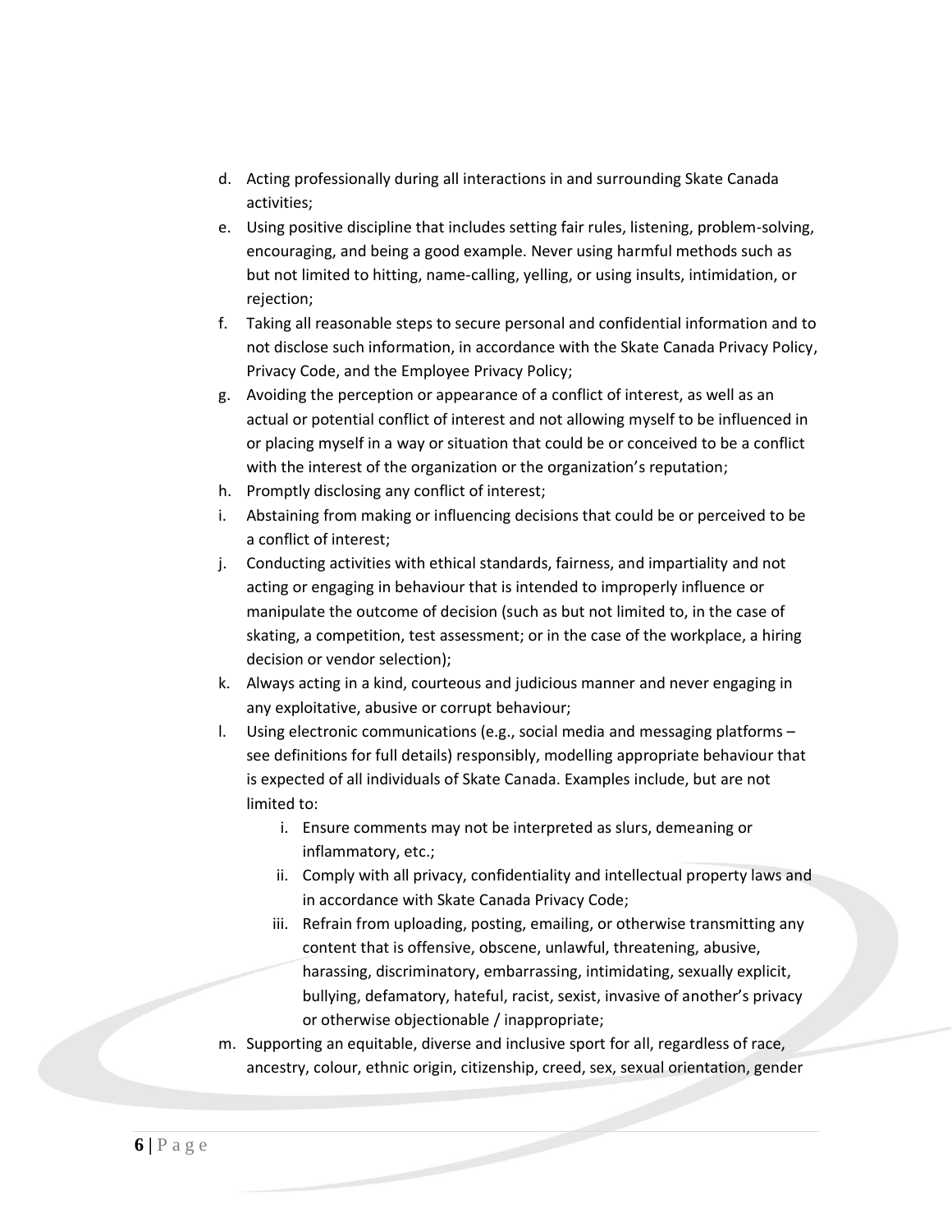d. Acting professionally during all interactions in and surrounding Skate Canada activities;
e. Using positive discipline that includes setting fair rules, listening, problem-solving, encouraging, and being a good example. Never using harmful methods such as but not limited to hitting, name-calling, yelling, or using insults, intimidation, or rejection;
f. Taking all reasonable steps to secure personal and confidential information and to not disclose such information, in accordance with the Skate Canada Privacy Policy, Privacy Code, and the Employee Privacy Policy;
g. Avoiding the perception or appearance of a conflict of interest, as well as an actual or potential conflict of interest and not allowing myself to be influenced in or placing myself in a way or situation that could be or conceived to be a conflict with the interest of the organization or the organization's reputation;
h. Promptly disclosing any conflict of interest;
i. Abstaining from making or influencing decisions that could be or perceived to be a conflict of interest;
j. Conducting activities with ethical standards, fairness, and impartiality and not acting or engaging in behaviour that is intended to improperly influence or manipulate the outcome of decision (such as but not limited to, in the case of skating, a competition, test assessment; or in the case of the workplace, a hiring decision or vendor selection);
k. Always acting in a kind, courteous and judicious manner and never engaging in any exploitative, abusive or corrupt behaviour;
l. Using electronic communications (e.g., social media and messaging platforms – see definitions for full details) responsibly, modelling appropriate behaviour that is expected of all individuals of Skate Canada. Examples include, but are not limited to:
    i. Ensure comments may not be interpreted as slurs, demeaning or inflammatory, etc.;
    ii. Comply with all privacy, confidentiality and intellectual property laws and in accordance with Skate Canada Privacy Code;
    iii. Refrain from uploading, posting, emailing, or otherwise transmitting any content that is offensive, obscene, unlawful, threatening, abusive, harassing, discriminatory, embarrassing, intimidating, sexually explicit, bullying, defamatory, hateful, racist, sexist, invasive of another's privacy or otherwise objectionable / inappropriate;
m. Supporting an equitable, diverse and inclusive sport for all, regardless of race, ancestry, colour, ethnic origin, citizenship, creed, sex, sexual orientation, gender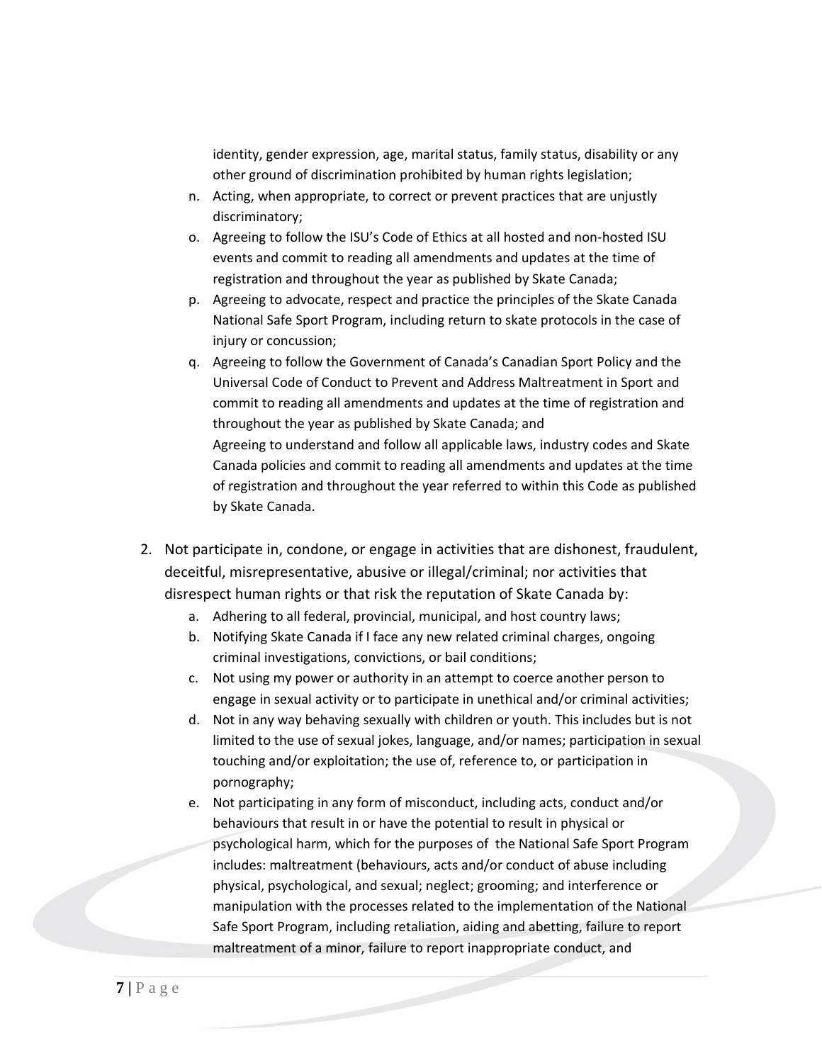identity, gender expression, age, marital status, family status, disability or any other ground of discrimination prohibited by human rights legislation;

n. Acting, when appropriate, to correct or prevent practices that are unjustly discriminatory;
o. Agreeing to follow the ISU's Code of Ethics at all hosted and non-hosted ISU events and commit to reading all amendments and updates at the time of registration and throughout the year as published by Skate Canada;
p. Agreeing to advocate, respect and practice the principles of the Skate Canada National Safe Sport Program, including return to skate protocols in the case of injury or concussion;
q. Agreeing to follow the Government of Canada's Canadian Sport Policy and the Universal Code of Conduct to Prevent and Address Maltreatment in Sport and commit to reading all amendments and updates at the time of registration and throughout the year as published by Skate Canada; and
   Agreeing to understand and follow all applicable laws, industry codes and Skate Canada policies and commit to reading all amendments and updates at the time of registration and throughout the year referred to within this Code as published by Skate Canada.

2. Not participate in, condone, or engage in activities that are dishonest, fraudulent, deceitful, misrepresentative, abusive or illegal/criminal; nor activities that disrespect human rights or that risk the reputation of Skate Canada by:
   a. Adhering to all federal, provincial, municipal, and host country laws;
   b. Notifying Skate Canada if I face any new related criminal charges, ongoing criminal investigations, convictions, or bail conditions;
   c. Not using my power or authority in an attempt to coerce another person to engage in sexual activity or to participate in unethical and/or criminal activities;
   d. Not in any way behaving sexually with children or youth. This includes but is not limited to the use of sexual jokes, language, and/or names; participation in sexual touching and/or exploitation; the use of, reference to, or participation in pornography;
   e. Not participating in any form of misconduct, including acts, conduct and/or behaviours that result in or have the potential to result in physical or psychological harm, which for the purposes of the National Safe Sport Program includes: maltreatment (behaviours, acts and/or conduct of abuse including physical, psychological, and sexual; neglect; grooming; and interference or manipulation with the processes related to the implementation of the National Safe Sport Program, including retaliation, aiding and abetting, failure to report maltreatment of a minor, failure to report inappropriate conduct, and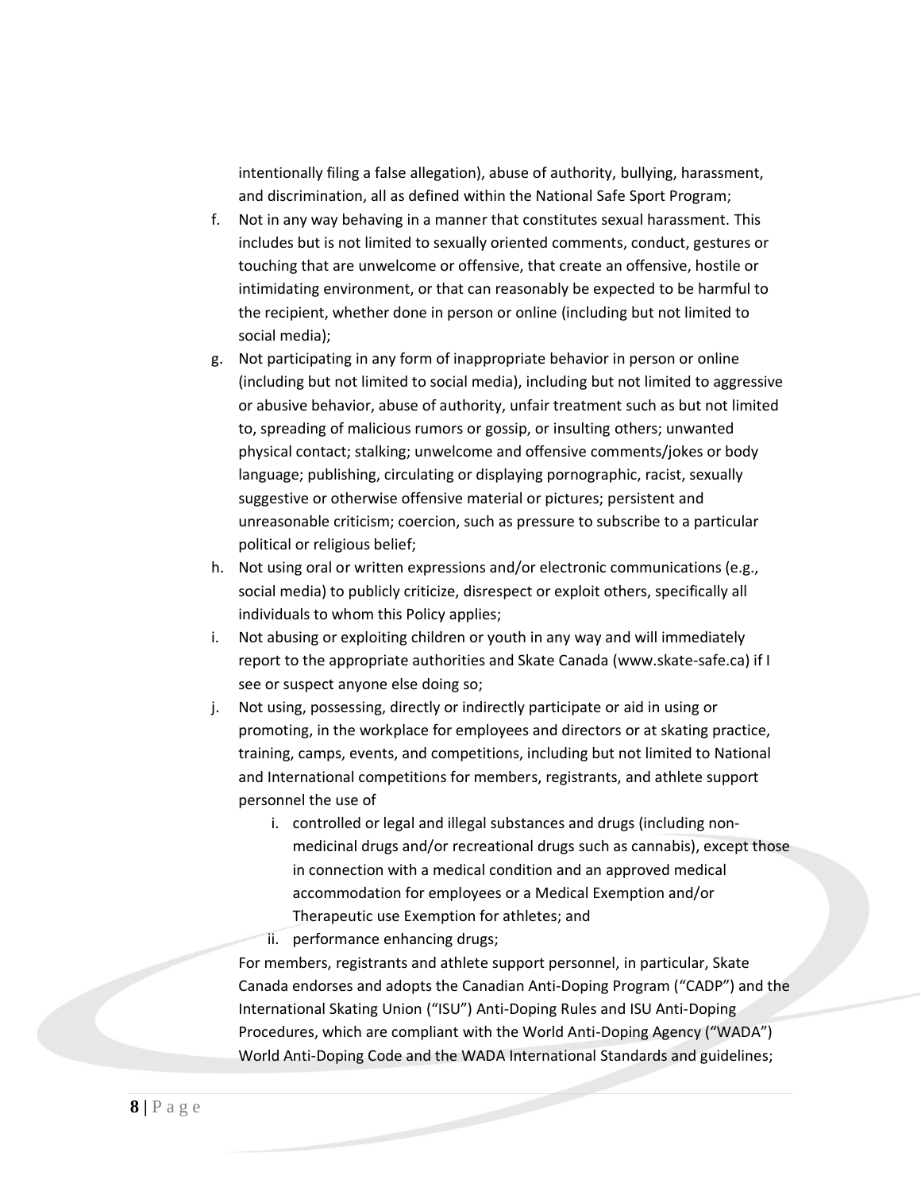intentionally filing a false allegation), abuse of authority, bullying, harassment, and discrimination, all as defined within the National Safe Sport Program;

f. Not in any way behaving in a manner that constitutes sexual harassment. This includes but is not limited to sexually oriented comments, conduct, gestures or touching that are unwelcome or offensive, that create an offensive, hostile or intimidating environment, or that can reasonably be expected to be harmful to the recipient, whether done in person or online (including but not limited to social media);

g. Not participating in any form of inappropriate behavior in person or online (including but not limited to social media), including but not limited to aggressive or abusive behavior, abuse of authority, unfair treatment such as but not limited to, spreading of malicious rumors or gossip, or insulting others; unwanted physical contact; stalking; unwelcome and offensive comments/jokes or body language; publishing, circulating or displaying pornographic, racist, sexually suggestive or otherwise offensive material or pictures; persistent and unreasonable criticism; coercion, such as pressure to subscribe to a particular political or religious belief;

h. Not using oral or written expressions and/or electronic communications (e.g., social media) to publicly criticize, disrespect or exploit others, specifically all individuals to whom this Policy applies;

i. Not abusing or exploiting children or youth in any way and will immediately report to the appropriate authorities and Skate Canada (www.skate-safe.ca) if I see or suspect anyone else doing so;

j. Not using, possessing, directly or indirectly participate or aid in using or promoting, in the workplace for employees and directors or at skating practice, training, camps, events, and competitions, including but not limited to National and International competitions for members, registrants, and athlete support personnel the use of

   i. controlled or legal and illegal substances and drugs (including non-medicinal drugs and/or recreational drugs such as cannabis), except those in connection with a medical condition and an approved medical accommodation for employees or a Medical Exemption and/or Therapeutic use Exemption for athletes; and

   ii. performance enhancing drugs;

   For members, registrants and athlete support personnel, in particular, Skate Canada endorses and adopts the Canadian Anti-Doping Program ("CADP") and the International Skating Union ("ISU") Anti-Doping Rules and ISU Anti-Doping Procedures, which are compliant with the World Anti-Doping Agency ("WADA") World Anti-Doping Code and the WADA International Standards and guidelines;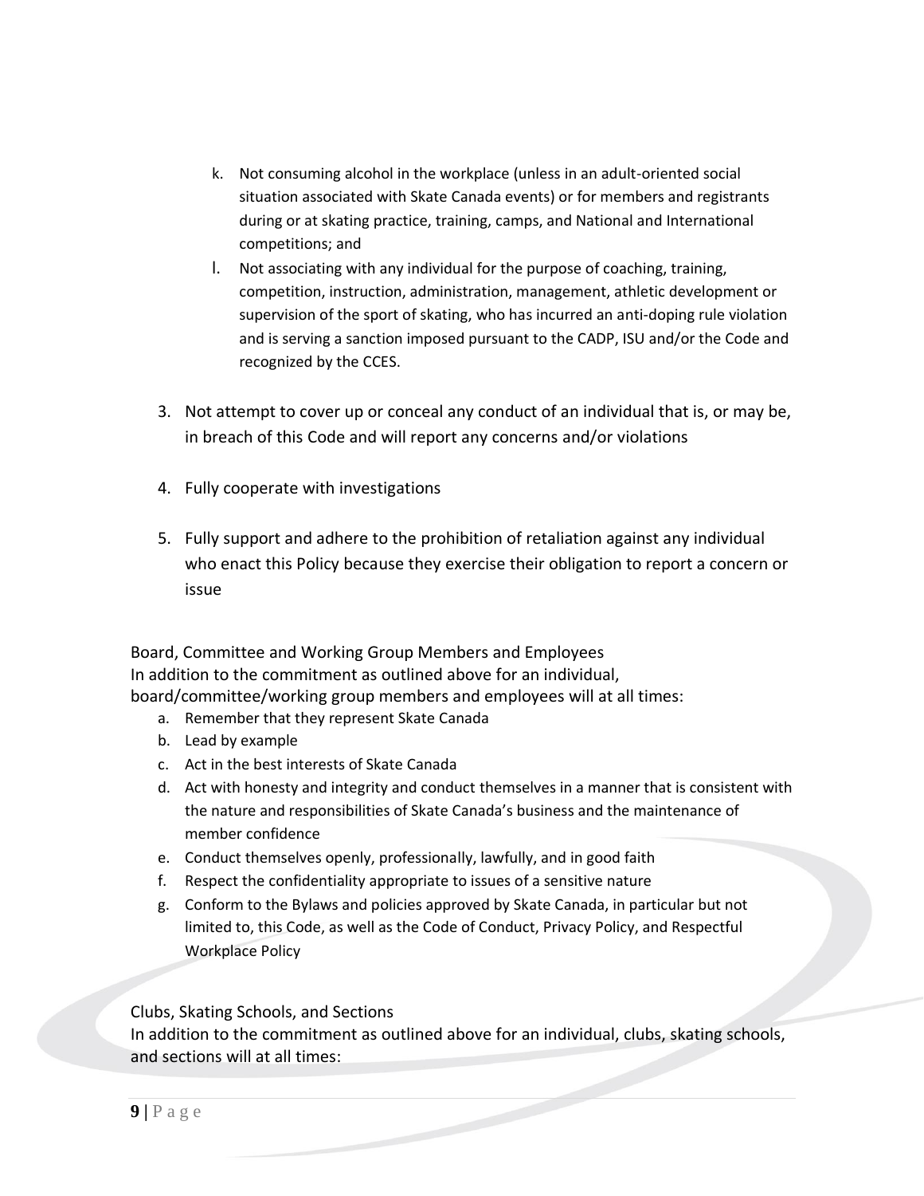k. Not consuming alcohol in the workplace (unless in an adult-oriented social situation associated with Skate Canada events) or for members and registrants during or at skating practice, training, camps, and National and International competitions; and

l. Not associating with any individual for the purpose of coaching, training, competition, instruction, administration, management, athletic development or supervision of the sport of skating, who has incurred an anti-doping rule violation and is serving a sanction imposed pursuant to the CADP, ISU and/or the Code and recognized by the CCES.

3. Not attempt to cover up or conceal any conduct of an individual that is, or may be, in breach of this Code and will report any concerns and/or violations

4. Fully cooperate with investigations

5. Fully support and adhere to the prohibition of retaliation against any individual who enact this Policy because they exercise their obligation to report a concern or issue

Board, Committee and Working Group Members and Employees
In addition to the commitment as outlined above for an individual, board/committee/working group members and employees will at all times:

a. Remember that they represent Skate Canada
b. Lead by example
c. Act in the best interests of Skate Canada
d. Act with honesty and integrity and conduct themselves in a manner that is consistent with the nature and responsibilities of Skate Canada's business and the maintenance of member confidence
e. Conduct themselves openly, professionally, lawfully, and in good faith
f. Respect the confidentiality appropriate to issues of a sensitive nature
g. Conform to the Bylaws and policies approved by Skate Canada, in particular but not limited to, this Code, as well as the Code of Conduct, Privacy Policy, and Respectful Workplace Policy

Clubs, Skating Schools, and Sections
In addition to the commitment as outlined above for an individual, clubs, skating schools, and sections will at all times: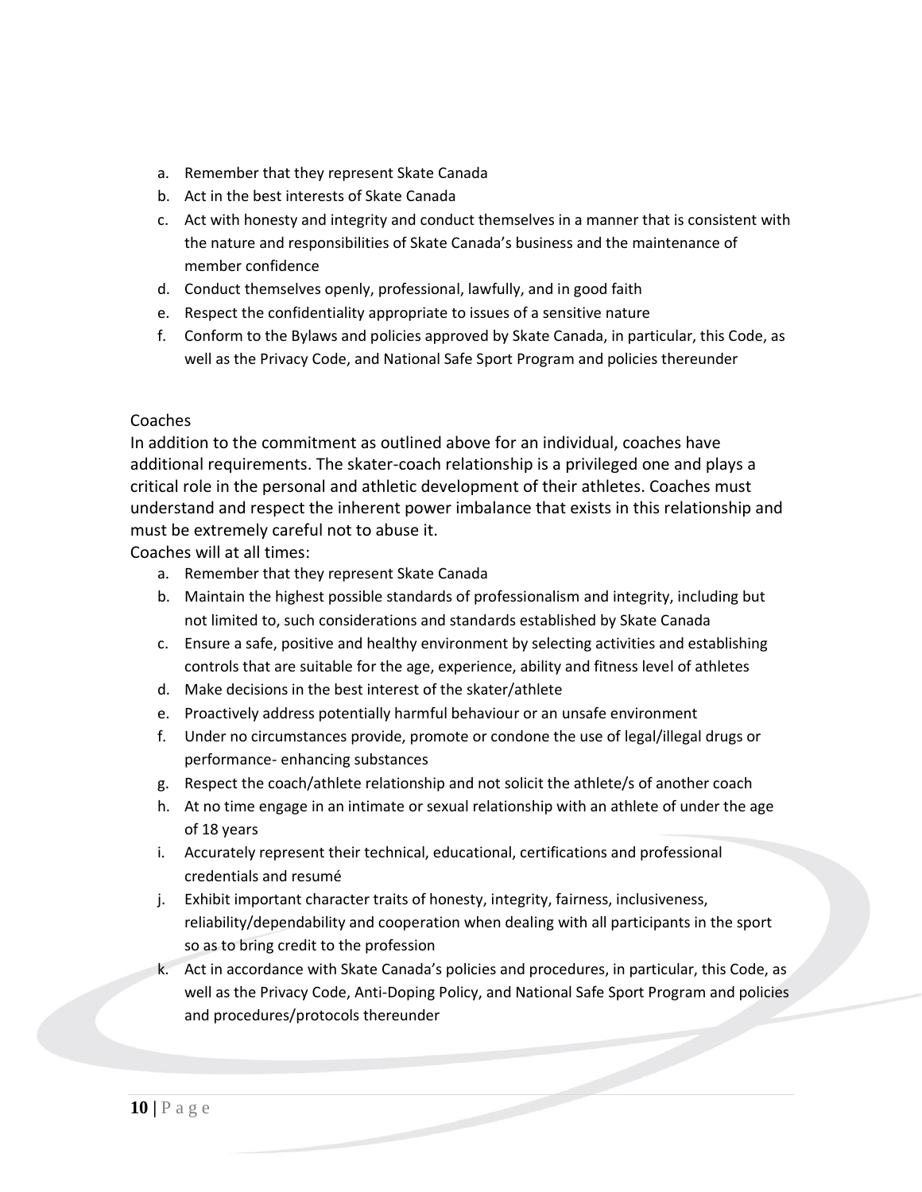a. Remember that they represent Skate Canada
b. Act in the best interests of Skate Canada
c. Act with honesty and integrity and conduct themselves in a manner that is consistent with the nature and responsibilities of Skate Canada's business and the maintenance of member confidence
d. Conduct themselves openly, professional, lawfully, and in good faith
e. Respect the confidentiality appropriate to issues of a sensitive nature
f. Conform to the Bylaws and policies approved by Skate Canada, in particular, this Code, as well as the Privacy Code, and National Safe Sport Program and policies thereunder

## Coaches

In addition to the commitment as outlined above for an individual, coaches have additional requirements. The skater-coach relationship is a privileged one and plays a critical role in the personal and athletic development of their athletes. Coaches must understand and respect the inherent power imbalance that exists in this relationship and must be extremely careful not to abuse it.

Coaches will at all times:

a. Remember that they represent Skate Canada
b. Maintain the highest possible standards of professionalism and integrity, including but not limited to, such considerations and standards established by Skate Canada
c. Ensure a safe, positive and healthy environment by selecting activities and establishing controls that are suitable for the age, experience, ability and fitness level of athletes
d. Make decisions in the best interest of the skater/athlete
e. Proactively address potentially harmful behaviour or an unsafe environment
f. Under no circumstances provide, promote or condone the use of legal/illegal drugs or performance- enhancing substances
g. Respect the coach/athlete relationship and not solicit the athlete/s of another coach
h. At no time engage in an intimate or sexual relationship with an athlete of under the age of 18 years
i. Accurately represent their technical, educational, certifications and professional credentials and resumé
j. Exhibit important character traits of honesty, integrity, fairness, inclusiveness, reliability/dependability and cooperation when dealing with all participants in the sport so as to bring credit to the profession
k. Act in accordance with Skate Canada's policies and procedures, in particular, this Code, as well as the Privacy Code, Anti-Doping Policy, and National Safe Sport Program and policies and procedures/protocols thereunder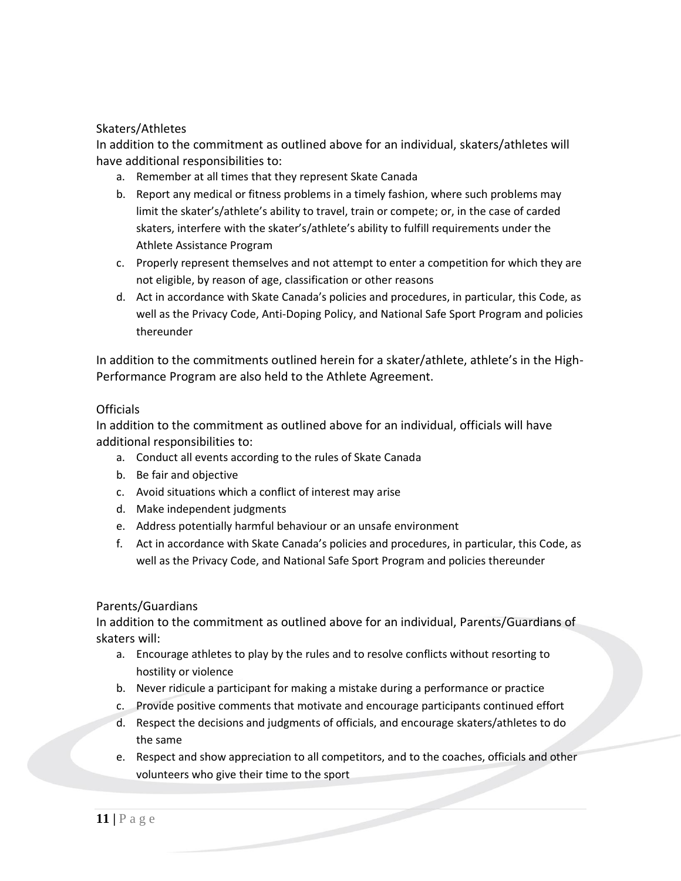### Skaters/Athletes

In addition to the commitment as outlined above for an individual, skaters/athletes will have additional responsibilities to:

a. Remember at all times that they represent Skate Canada
b. Report any medical or fitness problems in a timely fashion, where such problems may limit the skater's/athlete's ability to travel, train or compete; or, in the case of carded skaters, interfere with the skater's/athlete's ability to fulfill requirements under the Athlete Assistance Program
c. Properly represent themselves and not attempt to enter a competition for which they are not eligible, by reason of age, classification or other reasons
d. Act in accordance with Skate Canada's policies and procedures, in particular, this Code, as well as the Privacy Code, Anti-Doping Policy, and National Safe Sport Program and policies thereunder

In addition to the commitments outlined herein for a skater/athlete, athlete's in the High-Performance Program are also held to the Athlete Agreement.

### Officials

In addition to the commitment as outlined above for an individual, officials will have additional responsibilities to:

a. Conduct all events according to the rules of Skate Canada
b. Be fair and objective
c. Avoid situations which a conflict of interest may arise
d. Make independent judgments
e. Address potentially harmful behaviour or an unsafe environment
f. Act in accordance with Skate Canada's policies and procedures, in particular, this Code, as well as the Privacy Code, and National Safe Sport Program and policies thereunder

### Parents/Guardians

In addition to the commitment as outlined above for an individual, Parents/Guardians of skaters will:

a. Encourage athletes to play by the rules and to resolve conflicts without resorting to hostility or violence
b. Never ridicule a participant for making a mistake during a performance or practice
c. Provide positive comments that motivate and encourage participants continued effort
d. Respect the decisions and judgments of officials, and encourage skaters/athletes to do the same
e. Respect and show appreciation to all competitors, and to the coaches, officials and other volunteers who give their time to the sport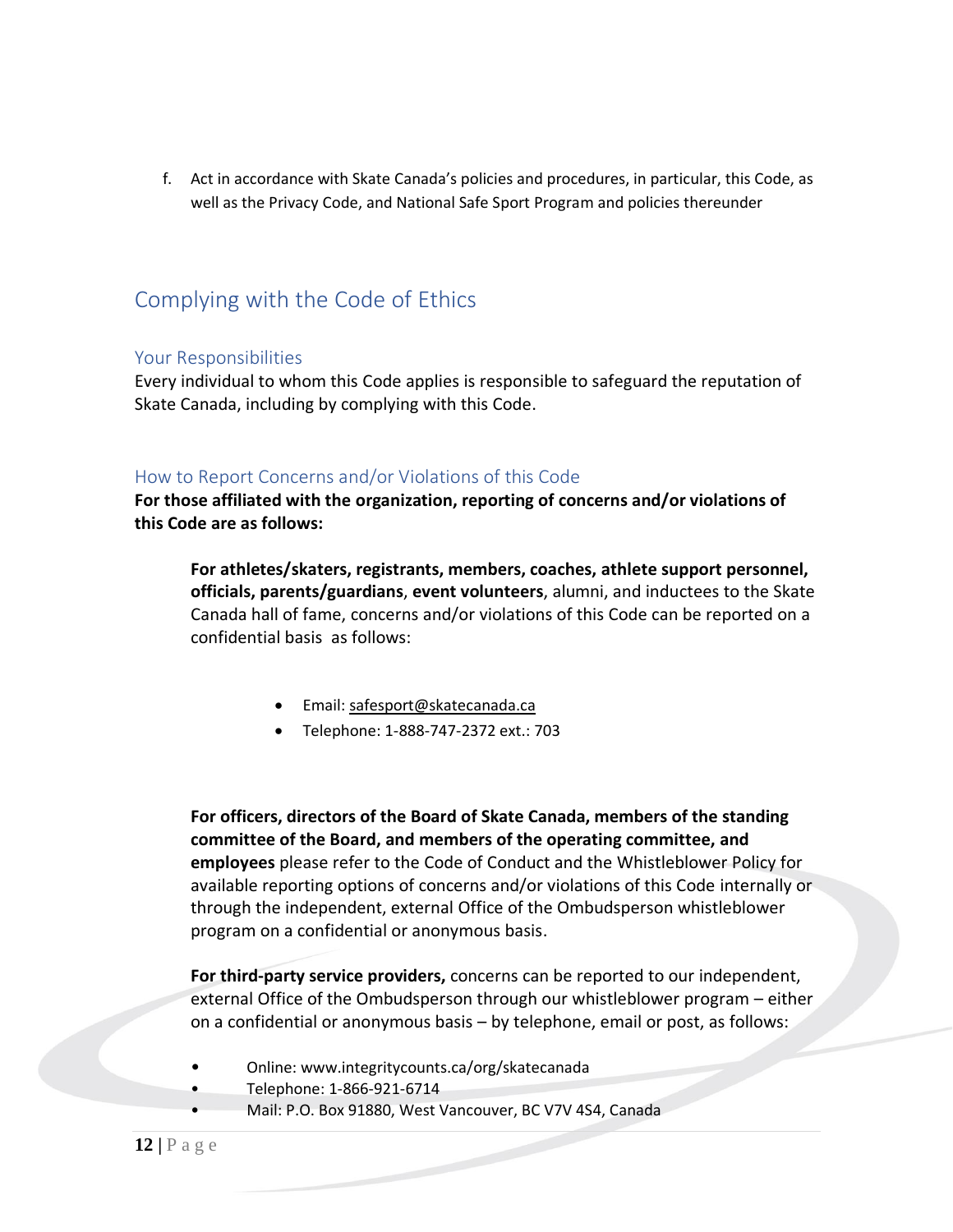f. Act in accordance with Skate Canada's policies and procedures, in particular, this Code, as well as the Privacy Code, and National Safe Sport Program and policies thereunder

## Complying with the Code of Ethics

### Your Responsibilities

Every individual to whom this Code applies is responsible to safeguard the reputation of Skate Canada, including by complying with this Code.

### How to Report Concerns and/or Violations of this Code

**For those affiliated with the organization, reporting of concerns and/or violations of this Code are as follows:**

**For athletes/skaters, registrants, members, coaches, athlete support personnel, officials, parents/guardians**, **event volunteers**, alumni, and inductees to the Skate Canada hall of fame, concerns and/or violations of this Code can be reported on a confidential basis as follows:

- Email: safesport@skatecanada.ca
- Telephone: 1-888-747-2372 ext.: 703

**For officers, directors of the Board of Skate Canada, members of the standing committee of the Board, and members of the operating committee, and employees** please refer to the Code of Conduct and the Whistleblower Policy for available reporting options of concerns and/or violations of this Code internally or through the independent, external Office of the Ombudsperson whistleblower program on a confidential or anonymous basis.

**For third-party service providers,** concerns can be reported to our independent, external Office of the Ombudsperson through our whistleblower program – either on a confidential or anonymous basis – by telephone, email or post, as follows:

- Online: www.integritycounts.ca/org/skatecanada
- Telephone: 1-866-921-6714
- Mail: P.O. Box 91880, West Vancouver, BC V7V 4S4, Canada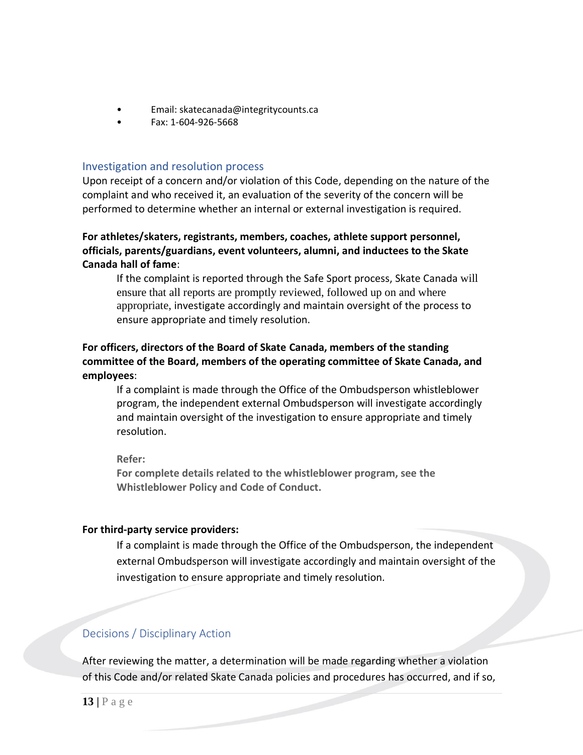- Email: skatecanada@integritycounts.ca
- Fax: 1-604-926-5668

## Investigation and resolution process

Upon receipt of a concern and/or violation of this Code, depending on the nature of the complaint and who received it, an evaluation of the severity of the concern will be performed to determine whether an internal or external investigation is required.

**For athletes/skaters, registrants, members, coaches, athlete support personnel, officials, parents/guardians, event volunteers, alumni, and inductees to the Skate Canada hall of fame**:

> If the complaint is reported through the Safe Sport process, Skate Canada will ensure that all reports are promptly reviewed, followed up on and where appropriate, investigate accordingly and maintain oversight of the process to ensure appropriate and timely resolution.

**For officers, directors of the Board of Skate Canada, members of the standing committee of the Board, members of the operating committee of Skate Canada, and employees**:

> If a complaint is made through the Office of the Ombudsperson whistleblower program, the independent external Ombudsperson will investigate accordingly and maintain oversight of the investigation to ensure appropriate and timely resolution.
>
> **Refer:**
> **For complete details related to the whistleblower program, see the Whistleblower Policy and Code of Conduct.**

**For third-party service providers:**

> If a complaint is made through the Office of the Ombudsperson, the independent external Ombudsperson will investigate accordingly and maintain oversight of the investigation to ensure appropriate and timely resolution.

## Decisions / Disciplinary Action

After reviewing the matter, a determination will be made regarding whether a violation of this Code and/or related Skate Canada policies and procedures has occurred, and if so,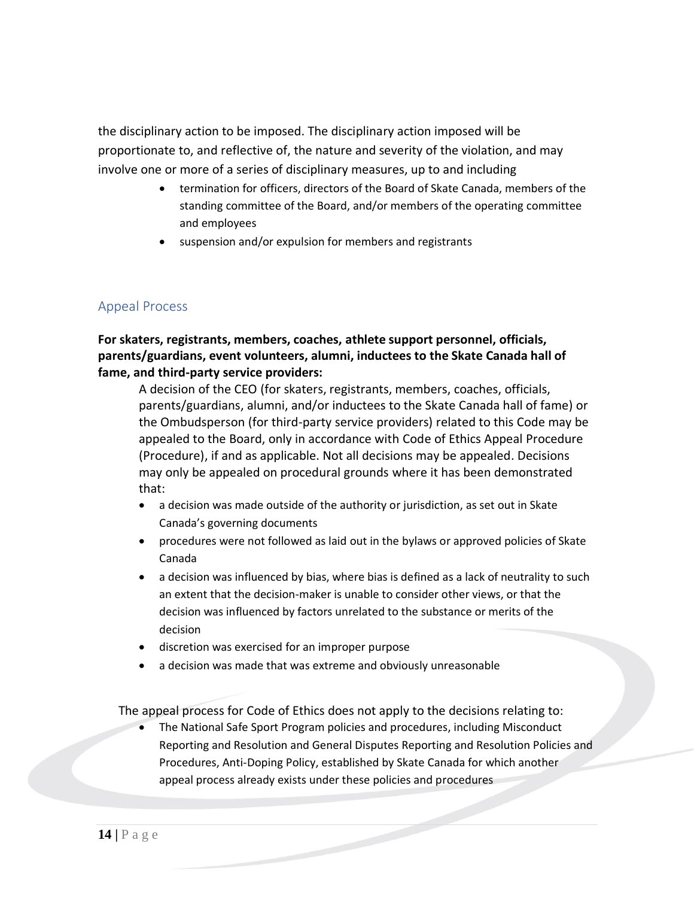the disciplinary action to be imposed. The disciplinary action imposed will be proportionate to, and reflective of, the nature and severity of the violation, and may involve one or more of a series of disciplinary measures, up to and including

- termination for officers, directors of the Board of Skate Canada, members of the standing committee of the Board, and/or members of the operating committee and employees
- suspension and/or expulsion for members and registrants

## Appeal Process

**For skaters, registrants, members, coaches, athlete support personnel, officials, parents/guardians, event volunteers, alumni, inductees to the Skate Canada hall of fame, and third-party service providers:**

A decision of the CEO (for skaters, registrants, members, coaches, officials, parents/guardians, alumni, and/or inductees to the Skate Canada hall of fame) or the Ombudsperson (for third-party service providers) related to this Code may be appealed to the Board, only in accordance with Code of Ethics Appeal Procedure (Procedure), if and as applicable. Not all decisions may be appealed. Decisions may only be appealed on procedural grounds where it has been demonstrated that:

- a decision was made outside of the authority or jurisdiction, as set out in Skate Canada's governing documents
- procedures were not followed as laid out in the bylaws or approved policies of Skate Canada
- a decision was influenced by bias, where bias is defined as a lack of neutrality to such an extent that the decision-maker is unable to consider other views, or that the decision was influenced by factors unrelated to the substance or merits of the decision
- discretion was exercised for an improper purpose
- a decision was made that was extreme and obviously unreasonable

The appeal process for Code of Ethics does not apply to the decisions relating to:

- The National Safe Sport Program policies and procedures, including Misconduct Reporting and Resolution and General Disputes Reporting and Resolution Policies and Procedures, Anti-Doping Policy, established by Skate Canada for which another appeal process already exists under these policies and procedures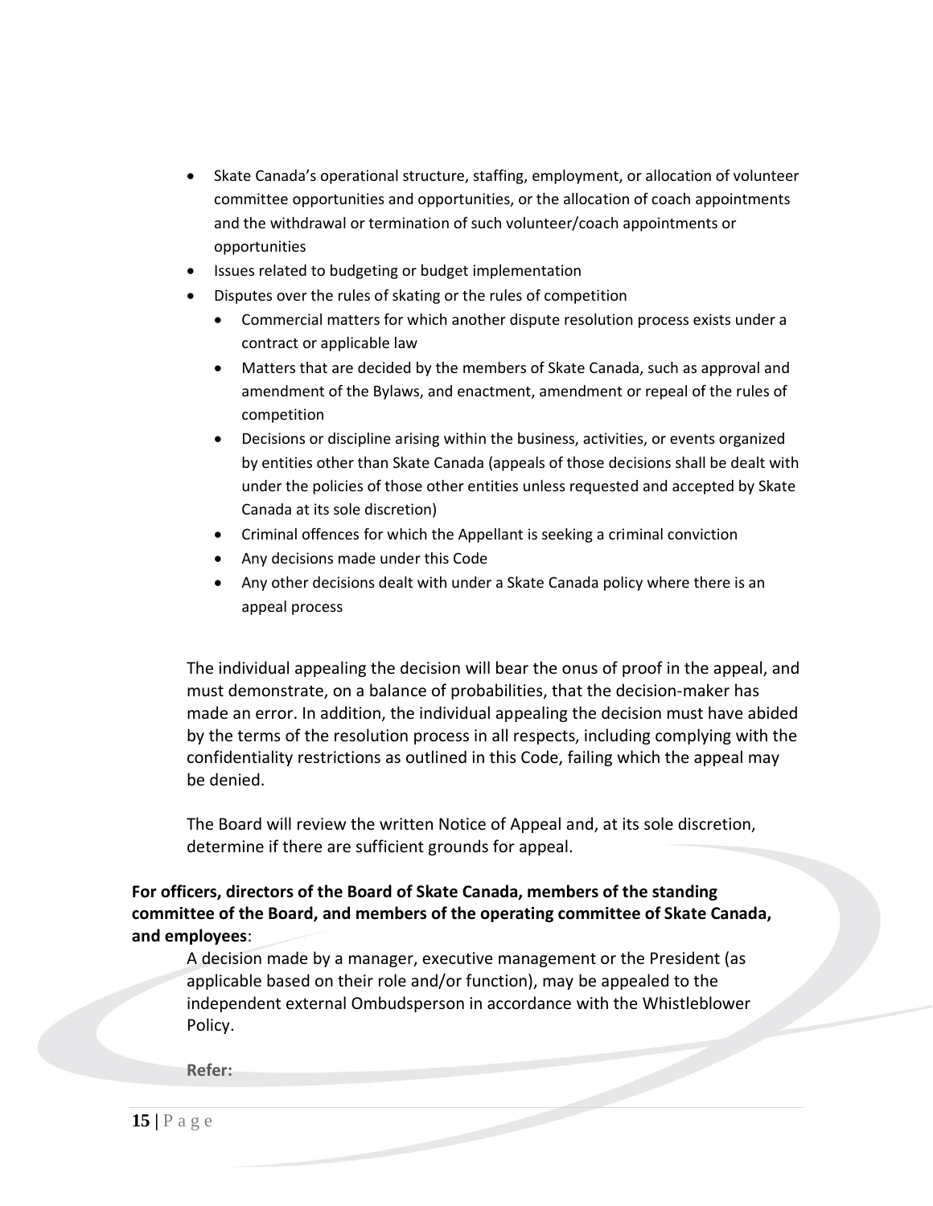- Skate Canada's operational structure, staffing, employment, or allocation of volunteer committee opportunities and opportunities, or the allocation of coach appointments and the withdrawal or termination of such volunteer/coach appointments or opportunities
- Issues related to budgeting or budget implementation
- Disputes over the rules of skating or the rules of competition
  - Commercial matters for which another dispute resolution process exists under a contract or applicable law
  - Matters that are decided by the members of Skate Canada, such as approval and amendment of the Bylaws, and enactment, amendment or repeal of the rules of competition
  - Decisions or discipline arising within the business, activities, or events organized by entities other than Skate Canada (appeals of those decisions shall be dealt with under the policies of those other entities unless requested and accepted by Skate Canada at its sole discretion)
  - Criminal offences for which the Appellant is seeking a criminal conviction
  - Any decisions made under this Code
  - Any other decisions dealt with under a Skate Canada policy where there is an appeal process

The individual appealing the decision will bear the onus of proof in the appeal, and must demonstrate, on a balance of probabilities, that the decision-maker has made an error. In addition, the individual appealing the decision must have abided by the terms of the resolution process in all respects, including complying with the confidentiality restrictions as outlined in this Code, failing which the appeal may be denied.

The Board will review the written Notice of Appeal and, at its sole discretion, determine if there are sufficient grounds for appeal.

**For officers, directors of the Board of Skate Canada, members of the standing committee of the Board, and members of the operating committee of Skate Canada, and employees**:

A decision made by a manager, executive management or the President (as applicable based on their role and/or function), may be appealed to the independent external Ombudsperson in accordance with the Whistleblower Policy.

**Refer:**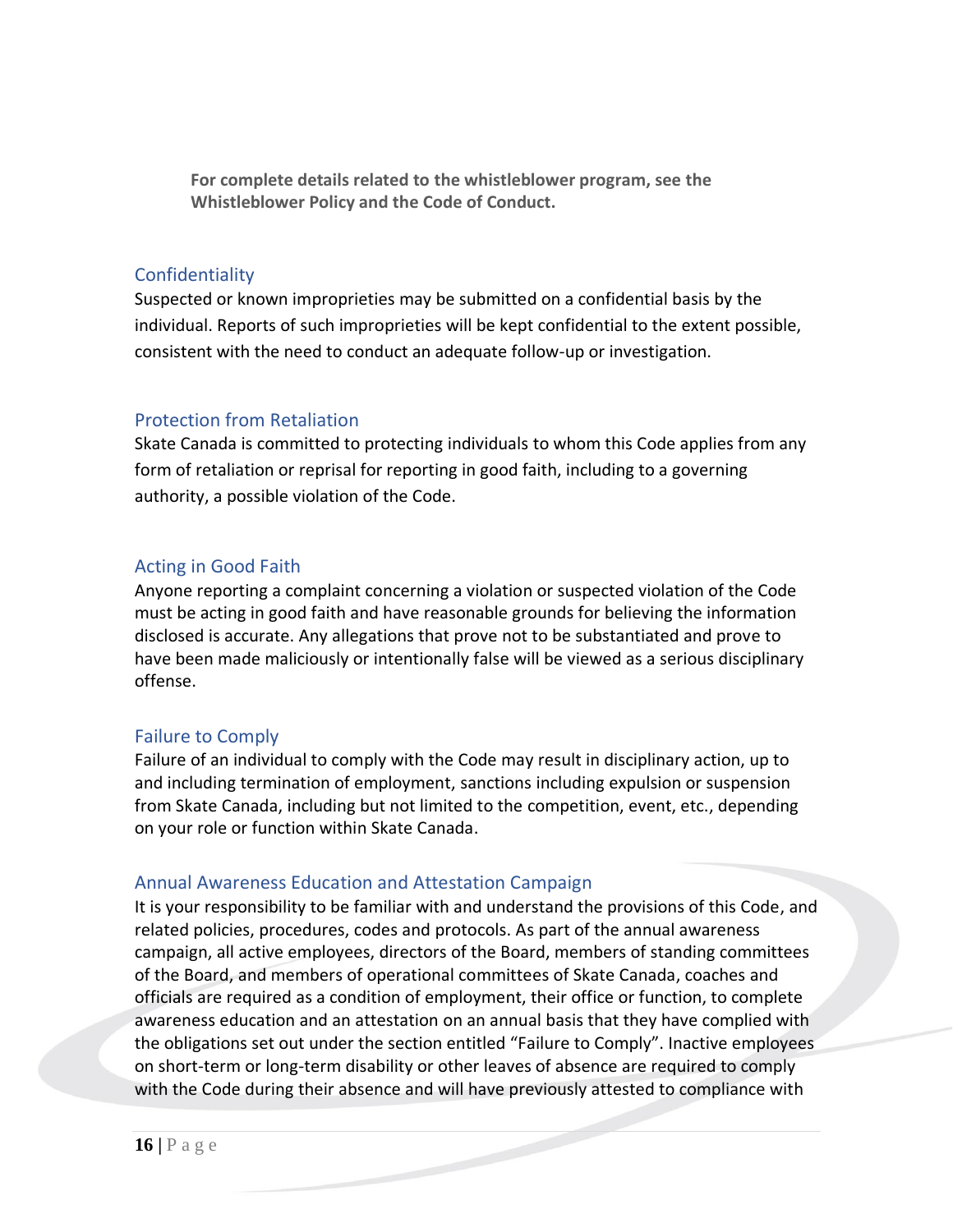**For complete details related to the whistleblower program, see the Whistleblower Policy and the Code of Conduct.**

## Confidentiality

Suspected or known improprieties may be submitted on a confidential basis by the individual. Reports of such improprieties will be kept confidential to the extent possible, consistent with the need to conduct an adequate follow-up or investigation.

## Protection from Retaliation

Skate Canada is committed to protecting individuals to whom this Code applies from any form of retaliation or reprisal for reporting in good faith, including to a governing authority, a possible violation of the Code.

## Acting in Good Faith

Anyone reporting a complaint concerning a violation or suspected violation of the Code must be acting in good faith and have reasonable grounds for believing the information disclosed is accurate. Any allegations that prove not to be substantiated and prove to have been made maliciously or intentionally false will be viewed as a serious disciplinary offense.

## Failure to Comply

Failure of an individual to comply with the Code may result in disciplinary action, up to and including termination of employment, sanctions including expulsion or suspension from Skate Canada, including but not limited to the competition, event, etc., depending on your role or function within Skate Canada.

## Annual Awareness Education and Attestation Campaign

It is your responsibility to be familiar with and understand the provisions of this Code, and related policies, procedures, codes and protocols. As part of the annual awareness campaign, all active employees, directors of the Board, members of standing committees of the Board, and members of operational committees of Skate Canada, coaches and officials are required as a condition of employment, their office or function, to complete awareness education and an attestation on an annual basis that they have complied with the obligations set out under the section entitled "Failure to Comply". Inactive employees on short-term or long-term disability or other leaves of absence are required to comply with the Code during their absence and will have previously attested to compliance with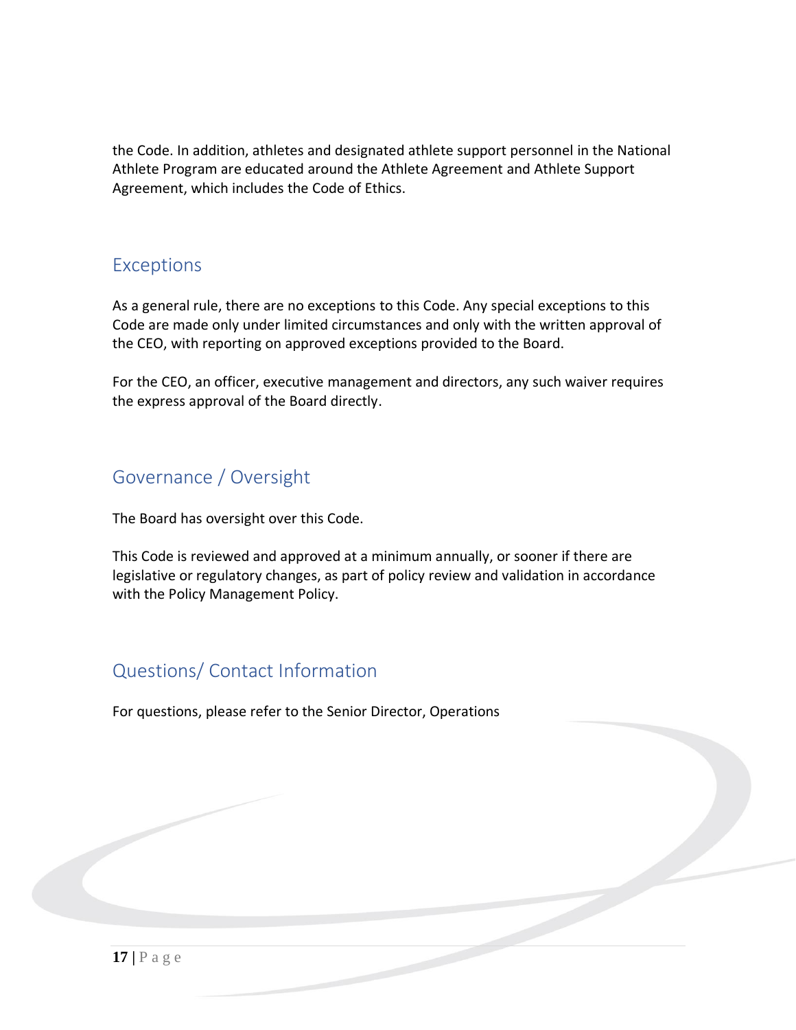the Code. In addition, athletes and designated athlete support personnel in the National Athlete Program are educated around the Athlete Agreement and Athlete Support Agreement, which includes the Code of Ethics.

## Exceptions

As a general rule, there are no exceptions to this Code. Any special exceptions to this Code are made only under limited circumstances and only with the written approval of the CEO, with reporting on approved exceptions provided to the Board.

For the CEO, an officer, executive management and directors, any such waiver requires the express approval of the Board directly.

## Governance / Oversight

The Board has oversight over this Code.

This Code is reviewed and approved at a minimum annually, or sooner if there are legislative or regulatory changes, as part of policy review and validation in accordance with the Policy Management Policy.

## Questions/ Contact Information

For questions, please refer to the Senior Director, Operations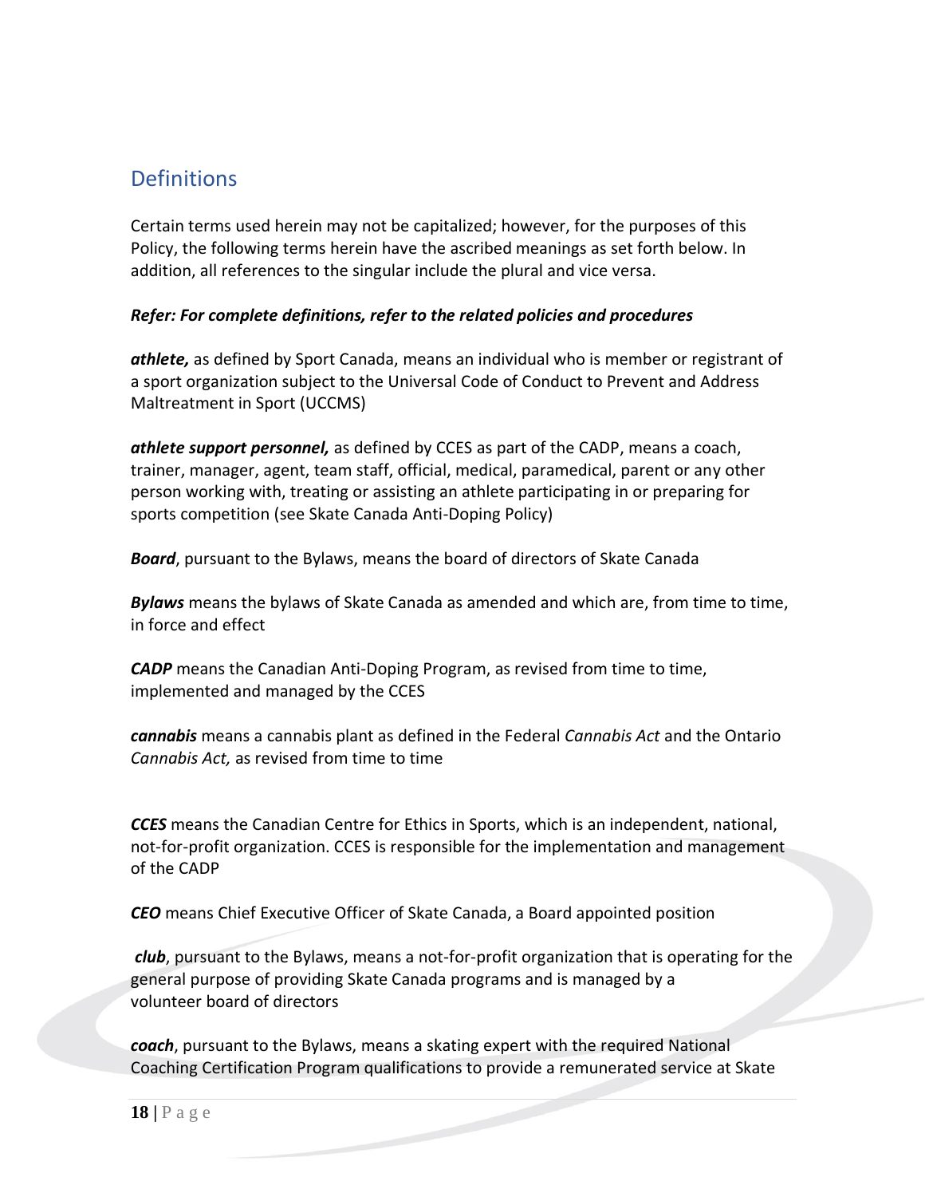## Definitions

Certain terms used herein may not be capitalized; however, for the purposes of this Policy, the following terms herein have the ascribed meanings as set forth below. In addition, all references to the singular include the plural and vice versa.

***Refer: For complete definitions, refer to the related policies and procedures***

***athlete,*** as defined by Sport Canada, means an individual who is member or registrant of a sport organization subject to the Universal Code of Conduct to Prevent and Address Maltreatment in Sport (UCCMS)

***athlete support personnel,*** as defined by CCES as part of the CADP, means a coach, trainer, manager, agent, team staff, official, medical, paramedical, parent or any other person working with, treating or assisting an athlete participating in or preparing for sports competition (see Skate Canada Anti-Doping Policy)

***Board***, pursuant to the Bylaws, means the board of directors of Skate Canada

***Bylaws*** means the bylaws of Skate Canada as amended and which are, from time to time, in force and effect

***CADP*** means the Canadian Anti-Doping Program, as revised from time to time, implemented and managed by the CCES

***cannabis*** means a cannabis plant as defined in the Federal *Cannabis Act* and the Ontario *Cannabis Act,* as revised from time to time

***CCES*** means the Canadian Centre for Ethics in Sports, which is an independent, national, not-for-profit organization. CCES is responsible for the implementation and management of the CADP

***CEO*** means Chief Executive Officer of Skate Canada, a Board appointed position

***club***, pursuant to the Bylaws, means a not-for-profit organization that is operating for the general purpose of providing Skate Canada programs and is managed by a volunteer board of directors

***coach***, pursuant to the Bylaws, means a skating expert with the required National Coaching Certification Program qualifications to provide a remunerated service at Skate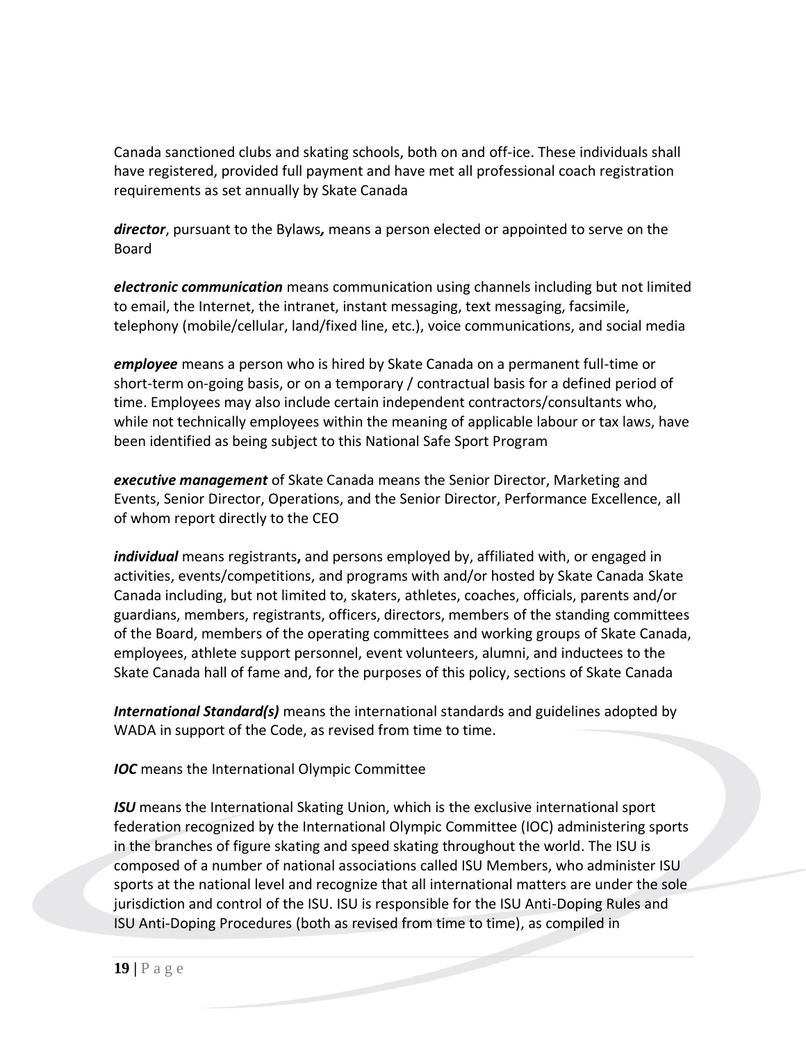Canada sanctioned clubs and skating schools, both on and off-ice. These individuals shall have registered, provided full payment and have met all professional coach registration requirements as set annually by Skate Canada

***director***, pursuant to the Bylaws***,*** means a person elected or appointed to serve on the Board

***electronic communication*** means communication using channels including but not limited to email, the Internet, the intranet, instant messaging, text messaging, facsimile, telephony (mobile/cellular, land/fixed line, etc.), voice communications, and social media

***employee*** means a person who is hired by Skate Canada on a permanent full-time or short-term on-going basis, or on a temporary / contractual basis for a defined period of time. Employees may also include certain independent contractors/consultants who, while not technically employees within the meaning of applicable labour or tax laws, have been identified as being subject to this National Safe Sport Program

***executive management*** of Skate Canada means the Senior Director, Marketing and Events, Senior Director, Operations, and the Senior Director, Performance Excellence, all of whom report directly to the CEO

***individual*** means registrants**,** and persons employed by, affiliated with, or engaged in activities, events/competitions, and programs with and/or hosted by Skate Canada Skate Canada including, but not limited to, skaters, athletes, coaches, officials, parents and/or guardians, members, registrants, officers, directors, members of the standing committees of the Board, members of the operating committees and working groups of Skate Canada, employees, athlete support personnel, event volunteers, alumni, and inductees to the Skate Canada hall of fame and, for the purposes of this policy, sections of Skate Canada

***International Standard(s)*** means the international standards and guidelines adopted by WADA in support of the Code, as revised from time to time.

***IOC*** means the International Olympic Committee

***ISU*** means the International Skating Union, which is the exclusive international sport federation recognized by the International Olympic Committee (IOC) administering sports in the branches of figure skating and speed skating throughout the world. The ISU is composed of a number of national associations called ISU Members, who administer ISU sports at the national level and recognize that all international matters are under the sole jurisdiction and control of the ISU. ISU is responsible for the ISU Anti-Doping Rules and ISU Anti-Doping Procedures (both as revised from time to time), as compiled in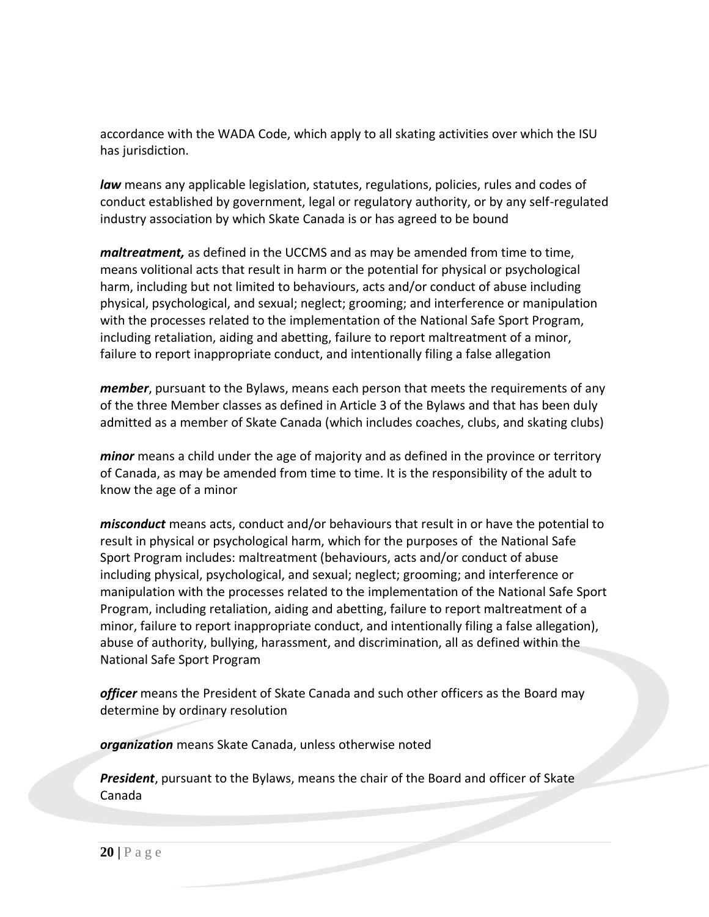accordance with the WADA Code, which apply to all skating activities over which the ISU has jurisdiction.

***law*** means any applicable legislation, statutes, regulations, policies, rules and codes of conduct established by government, legal or regulatory authority, or by any self-regulated industry association by which Skate Canada is or has agreed to be bound

***maltreatment,*** as defined in the UCCMS and as may be amended from time to time, means volitional acts that result in harm or the potential for physical or psychological harm, including but not limited to behaviours, acts and/or conduct of abuse including physical, psychological, and sexual; neglect; grooming; and interference or manipulation with the processes related to the implementation of the National Safe Sport Program, including retaliation, aiding and abetting, failure to report maltreatment of a minor, failure to report inappropriate conduct, and intentionally filing a false allegation

***member***, pursuant to the Bylaws, means each person that meets the requirements of any of the three Member classes as defined in Article 3 of the Bylaws and that has been duly admitted as a member of Skate Canada (which includes coaches, clubs, and skating clubs)

***minor*** means a child under the age of majority and as defined in the province or territory of Canada, as may be amended from time to time. It is the responsibility of the adult to know the age of a minor

***misconduct*** means acts, conduct and/or behaviours that result in or have the potential to result in physical or psychological harm, which for the purposes of the National Safe Sport Program includes: maltreatment (behaviours, acts and/or conduct of abuse including physical, psychological, and sexual; neglect; grooming; and interference or manipulation with the processes related to the implementation of the National Safe Sport Program, including retaliation, aiding and abetting, failure to report maltreatment of a minor, failure to report inappropriate conduct, and intentionally filing a false allegation), abuse of authority, bullying, harassment, and discrimination, all as defined within the National Safe Sport Program

***officer*** means the President of Skate Canada and such other officers as the Board may determine by ordinary resolution

***organization*** means Skate Canada, unless otherwise noted

***President***, pursuant to the Bylaws, means the chair of the Board and officer of Skate Canada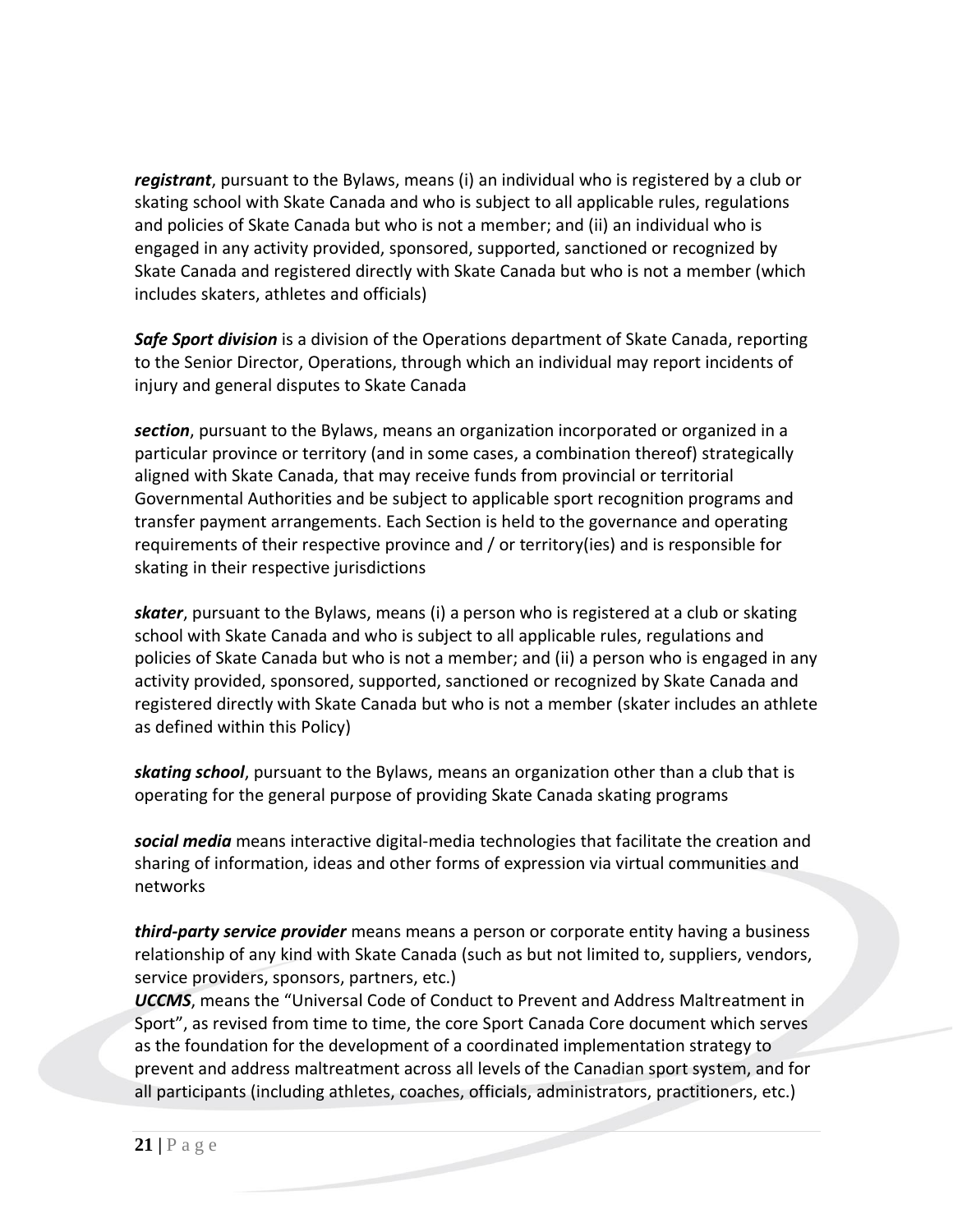***registrant***, pursuant to the Bylaws, means (i) an individual who is registered by a club or skating school with Skate Canada and who is subject to all applicable rules, regulations and policies of Skate Canada but who is not a member; and (ii) an individual who is engaged in any activity provided, sponsored, supported, sanctioned or recognized by Skate Canada and registered directly with Skate Canada but who is not a member (which includes skaters, athletes and officials)

***Safe Sport division*** is a division of the Operations department of Skate Canada, reporting to the Senior Director, Operations, through which an individual may report incidents of injury and general disputes to Skate Canada

***section***, pursuant to the Bylaws, means an organization incorporated or organized in a particular province or territory (and in some cases, a combination thereof) strategically aligned with Skate Canada, that may receive funds from provincial or territorial Governmental Authorities and be subject to applicable sport recognition programs and transfer payment arrangements. Each Section is held to the governance and operating requirements of their respective province and / or territory(ies) and is responsible for skating in their respective jurisdictions

***skater***, pursuant to the Bylaws, means (i) a person who is registered at a club or skating school with Skate Canada and who is subject to all applicable rules, regulations and policies of Skate Canada but who is not a member; and (ii) a person who is engaged in any activity provided, sponsored, supported, sanctioned or recognized by Skate Canada and registered directly with Skate Canada but who is not a member (skater includes an athlete as defined within this Policy)

***skating school***, pursuant to the Bylaws, means an organization other than a club that is operating for the general purpose of providing Skate Canada skating programs

***social media*** means interactive digital-media technologies that facilitate the creation and sharing of information, ideas and other forms of expression via virtual communities and networks

***third-party service provider*** means means a person or corporate entity having a business relationship of any kind with Skate Canada (such as but not limited to, suppliers, vendors, service providers, sponsors, partners, etc.)

***UCCMS***, means the "Universal Code of Conduct to Prevent and Address Maltreatment in Sport", as revised from time to time, the core Sport Canada Core document which serves as the foundation for the development of a coordinated implementation strategy to prevent and address maltreatment across all levels of the Canadian sport system, and for all participants (including athletes, coaches, officials, administrators, practitioners, etc.)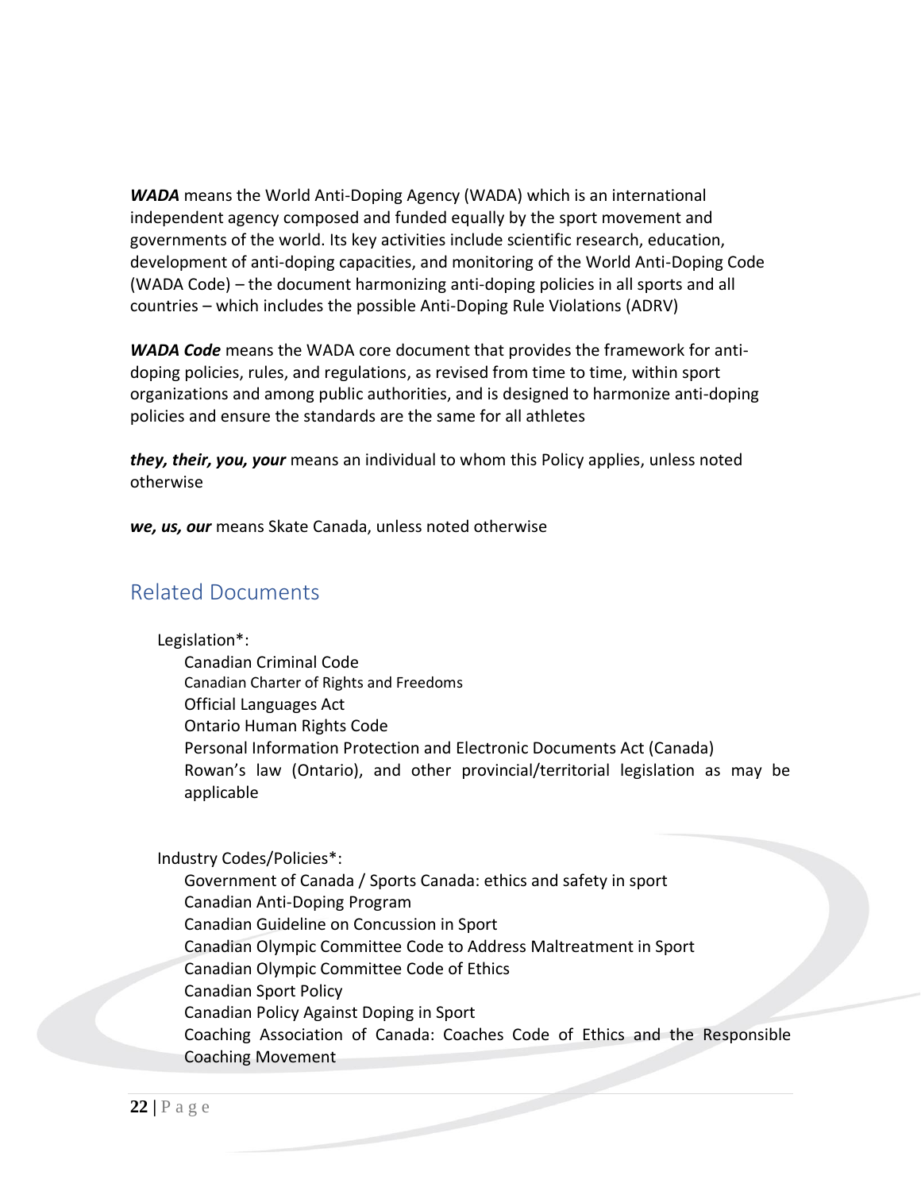***WADA*** means the World Anti-Doping Agency (WADA) which is an international independent agency composed and funded equally by the sport movement and governments of the world. Its key activities include scientific research, education, development of anti-doping capacities, and monitoring of the World Anti-Doping Code (WADA Code) – the document harmonizing anti-doping policies in all sports and all countries – which includes the possible Anti-Doping Rule Violations (ADRV)

***WADA Code*** means the WADA core document that provides the framework for anti-doping policies, rules, and regulations, as revised from time to time, within sport organizations and among public authorities, and is designed to harmonize anti-doping policies and ensure the standards are the same for all athletes

***they, their, you, your*** means an individual to whom this Policy applies, unless noted otherwise

***we, us, our*** means Skate Canada, unless noted otherwise

## Related Documents

Legislation*:

- Canadian Criminal Code
- Canadian Charter of Rights and Freedoms
- Official Languages Act
- Ontario Human Rights Code
- Personal Information Protection and Electronic Documents Act (Canada)
- Rowan's law (Ontario), and other provincial/territorial legislation as may be applicable

Industry Codes/Policies*:

- Government of Canada / Sports Canada: ethics and safety in sport
- Canadian Anti-Doping Program
- Canadian Guideline on Concussion in Sport
- Canadian Olympic Committee Code to Address Maltreatment in Sport
- Canadian Olympic Committee Code of Ethics
- Canadian Sport Policy
- Canadian Policy Against Doping in Sport
- Coaching Association of Canada: Coaches Code of Ethics and the Responsible Coaching Movement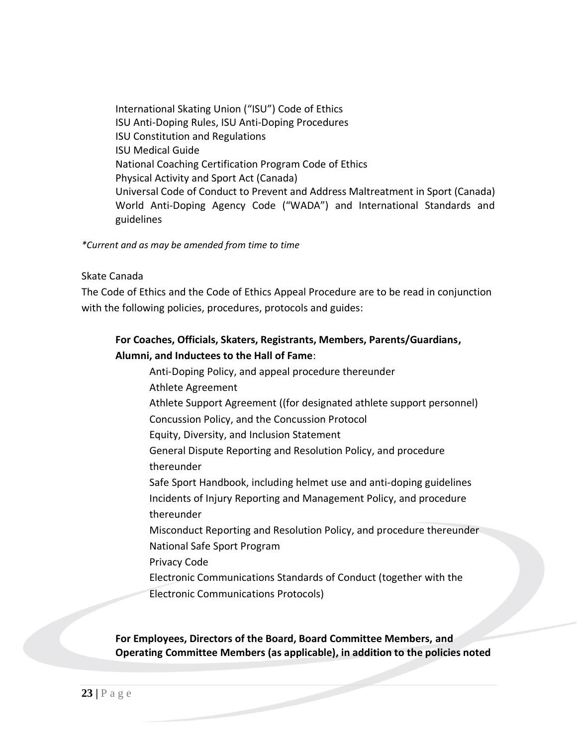International Skating Union ("ISU") Code of Ethics
ISU Anti-Doping Rules, ISU Anti-Doping Procedures
ISU Constitution and Regulations
ISU Medical Guide
National Coaching Certification Program Code of Ethics
Physical Activity and Sport Act (Canada)
Universal Code of Conduct to Prevent and Address Maltreatment in Sport (Canada)
World Anti-Doping Agency Code ("WADA") and International Standards and guidelines

*\*Current and as may be amended from time to time*

Skate Canada
The Code of Ethics and the Code of Ethics Appeal Procedure are to be read in conjunction with the following policies, procedures, protocols and guides:

**For Coaches, Officials, Skaters, Registrants, Members, Parents/Guardians, Alumni, and Inductees to the Hall of Fame**:

Anti-Doping Policy, and appeal procedure thereunder
Athlete Agreement
Athlete Support Agreement ((for designated athlete support personnel)
Concussion Policy, and the Concussion Protocol
Equity, Diversity, and Inclusion Statement
General Dispute Reporting and Resolution Policy, and procedure thereunder
Safe Sport Handbook, including helmet use and anti-doping guidelines
Incidents of Injury Reporting and Management Policy, and procedure thereunder
Misconduct Reporting and Resolution Policy, and procedure thereunder
National Safe Sport Program
Privacy Code
Electronic Communications Standards of Conduct (together with the Electronic Communications Protocols)

**For Employees, Directors of the Board, Board Committee Members, and Operating Committee Members (as applicable), in addition to the policies noted**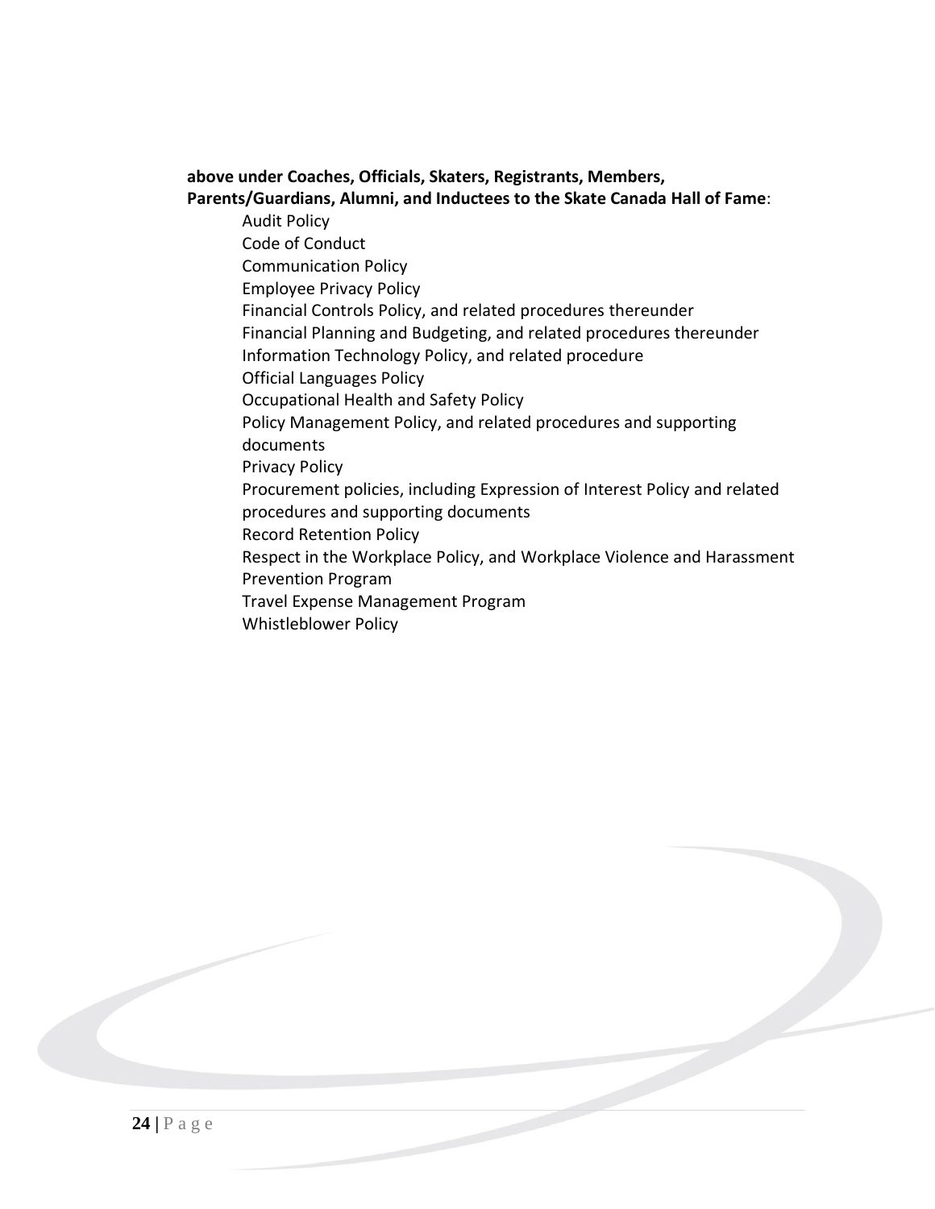**above under Coaches, Officials, Skaters, Registrants, Members, Parents/Guardians, Alumni, and Inductees to the Skate Canada Hall of Fame**:

- Audit Policy
- Code of Conduct
- Communication Policy
- Employee Privacy Policy
- Financial Controls Policy, and related procedures thereunder
- Financial Planning and Budgeting, and related procedures thereunder
- Information Technology Policy, and related procedure
- Official Languages Policy
- Occupational Health and Safety Policy
- Policy Management Policy, and related procedures and supporting documents
- Privacy Policy
- Procurement policies, including Expression of Interest Policy and related procedures and supporting documents
- Record Retention Policy
- Respect in the Workplace Policy, and Workplace Violence and Harassment Prevention Program
- Travel Expense Management Program
- Whistleblower Policy